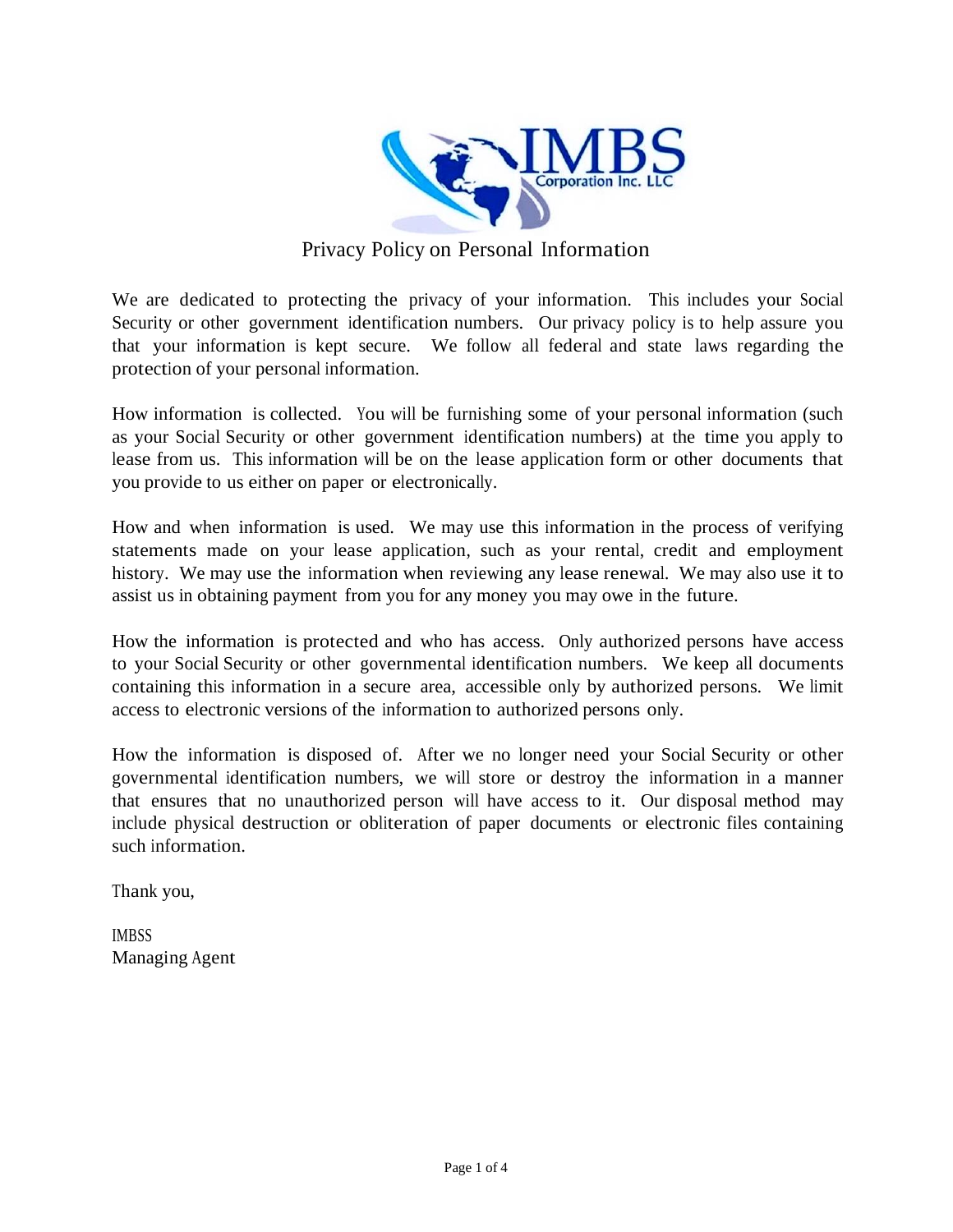IMBS Corporation Inc. LLC

# Privacy Policy on Personal Information

We are dedicated to protecting the privacy of your information. This includes your Social Security or other government identification numbers. Our privacy policy is to help assure you that your information is kept secure. We follow all federal and state laws regarding the protection of your personal information.

How information is collected. You will be furnishing some of your personal information (such as your Social Security or other government identification numbers) at the time you apply to lease from us. This information will be on the lease application form or other documents that you provide to us either on paper or electronically.

How and when information is used. We may use this information in the process of verifying statements made on your lease application, such as your rental, credit and employment history. We may use the information when reviewing any lease renewal. We may also use it to assist us in obtaining payment from you for any money you may owe in the future.

How the information is protected and who has access. Only authorized persons have access to your Social Security or other governmental identification numbers. We keep all documents containing this information in a secure area, accessible only by authorized persons. We limit access to electronic versions of the information to authorized persons only.

How the information is disposed of. After we no longer need your Social Security or other governmental identification numbers, we will store or destroy the information in a manner that ensures that no unauthorized person will have access to it. Our disposal method may include physical destruction or obliteration of paper documents or electronic files containing such information.

Thank you,

IMBSS
Managing Agent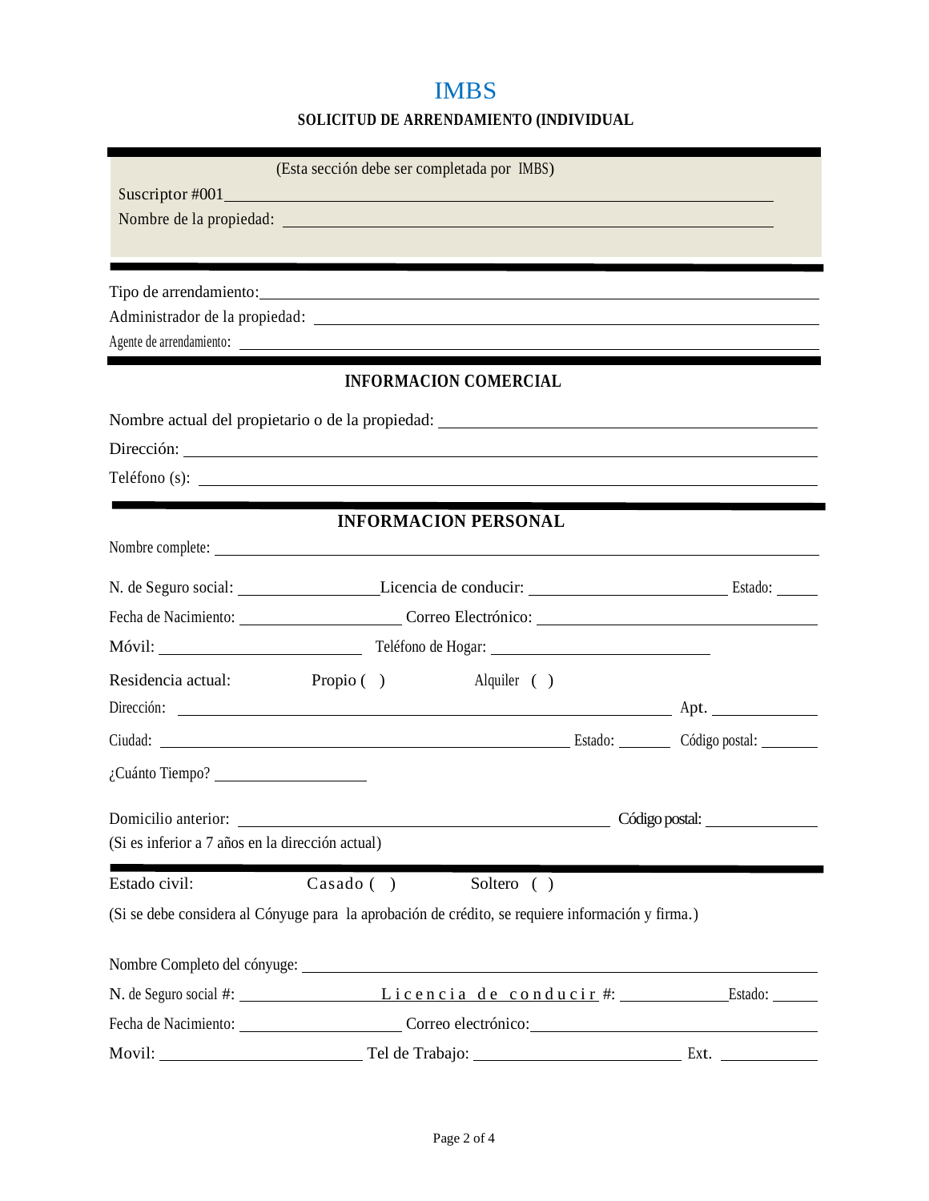# IMBS

**SOLICITUD DE ARRENDAMIENTO (INDIVIDUAL**

(Esta sección debe ser completada por IMBS)

Suscriptor #001\_\_\_\_\_\_\_\_\_\_\_\_\_\_\_\_\_\_\_\_\_\_\_\_\_\_\_\_\_\_\_\_\_\_\_\_\_\_\_\_

Nombre de la propiedad: \_\_\_\_\_\_\_\_\_\_\_\_\_\_\_\_\_\_\_\_\_\_\_\_\_\_\_\_\_\_\_\_\_\_\_\_

---

Tipo de arrendamiento:\_\_\_\_\_\_\_\_\_\_\_\_\_\_\_\_\_\_\_\_\_\_\_\_\_\_\_\_\_\_\_\_\_\_\_\_

Administrador de la propiedad: \_\_\_\_\_\_\_\_\_\_\_\_\_\_\_\_\_\_\_\_\_\_\_\_\_\_\_\_\_\_

Agente de arrendamiento: \_\_\_\_\_\_\_\_\_\_\_\_\_\_\_\_\_\_\_\_\_\_\_\_\_\_\_\_\_\_\_\_\_\_

---

## INFORMACION COMERCIAL

Nombre actual del propietario o de la propiedad: \_\_\_\_\_\_\_\_\_\_\_\_\_\_\_\_\_\_\_\_

Dirección: \_\_\_\_\_\_\_\_\_\_\_\_\_\_\_\_\_\_\_\_\_\_\_\_\_\_\_\_\_\_\_\_\_\_\_\_\_\_\_\_\_\_\_\_

Teléfono (s): \_\_\_\_\_\_\_\_\_\_\_\_\_\_\_\_\_\_\_\_\_\_\_\_\_\_\_\_\_\_\_\_\_\_\_\_\_\_\_\_\_\_

---

## INFORMACION PERSONAL

Nombre complete: \_\_\_\_\_\_\_\_\_\_\_\_\_\_\_\_\_\_\_\_\_\_\_\_\_\_\_\_\_\_\_\_\_\_\_\_\_\_\_\_

N. de Seguro social: \_\_\_\_\_\_\_\_\_\_\_\_\_\_\_\_Licencia de conducir: \_\_\_\_\_\_\_\_\_\_\_\_\_\_\_\_\_\_\_\_ Estado: \_\_\_\_\_

Fecha de Nacimiento: \_\_\_\_\_\_\_\_\_\_\_\_\_\_\_\_\_\_ Correo Electrónico: \_\_\_\_\_\_\_\_\_\_\_\_\_\_\_\_\_\_\_\_\_\_\_\_\_\_\_\_\_

Móvil: \_\_\_\_\_\_\_\_\_\_\_\_\_\_\_\_\_\_\_\_\_\_\_ Teléfono de Hogar: \_\_\_\_\_\_\_\_\_\_\_\_\_\_\_\_\_\_\_\_\_\_\_\_

Residencia actual: Propio ( ) Alquiler ( )

Dirección: \_\_\_\_\_\_\_\_\_\_\_\_\_\_\_\_\_\_\_\_\_\_\_\_\_\_\_\_\_\_\_\_\_\_\_\_\_\_\_\_\_\_\_\_\_\_\_\_\_\_ Apt. \_\_\_\_\_\_\_\_\_\_\_

Ciudad: \_\_\_\_\_\_\_\_\_\_\_\_\_\_\_\_\_\_\_\_\_\_\_\_\_\_\_\_\_\_\_\_\_\_\_\_\_\_\_\_\_\_\_\_ Estado: \_\_\_\_\_\_ Código postal: \_\_\_\_\_\_\_

¿Cuánto Tiempo? \_\_\_\_\_\_\_\_\_\_\_\_\_\_\_\_\_\_

Domicilio anterior: \_\_\_\_\_\_\_\_\_\_\_\_\_\_\_\_\_\_\_\_\_\_\_\_\_\_\_\_\_\_\_\_\_\_\_\_\_\_\_\_\_\_ Código postal: \_\_\_\_\_\_\_\_\_\_\_\_

(Si es inferior a 7 años en la dirección actual)

---

Estado civil: Casado ( ) Soltero ( )

(Si se debe considera al Cónyuge para la aprobación de crédito, se requiere información y firma.)

Nombre Completo del cónyuge: \_\_\_\_\_\_\_\_\_\_\_\_\_\_\_\_\_\_\_\_\_\_\_\_\_\_\_\_\_\_\_\_\_\_\_\_\_\_\_\_\_\_\_\_\_\_\_\_\_\_\_\_

N. de Seguro social #: \_\_\_\_\_\_\_\_\_\_\_\_\_\_\_\_ Licencia de conducir #: \_\_\_\_\_\_\_\_\_\_\_\_Estado: \_\_\_\_\_

Fecha de Nacimiento: \_\_\_\_\_\_\_\_\_\_\_\_\_\_\_\_\_\_ Correo electrónico:\_\_\_\_\_\_\_\_\_\_\_\_\_\_\_\_\_\_\_\_\_\_\_\_\_\_\_\_\_\_

Movil: \_\_\_\_\_\_\_\_\_\_\_\_\_\_\_\_\_\_\_\_\_\_\_ Tel de Trabajo: \_\_\_\_\_\_\_\_\_\_\_\_\_\_\_\_\_\_\_\_\_\_\_\_ Ext. \_\_\_\_\_\_\_\_\_\_\_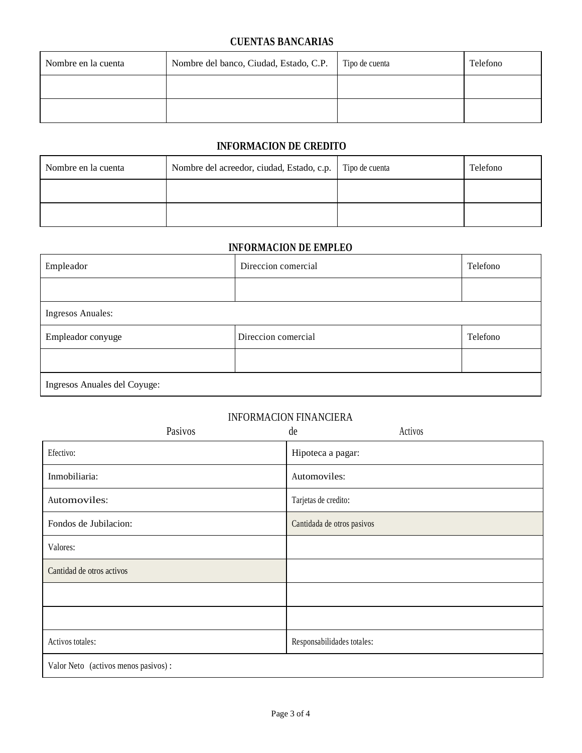## CUENTAS BANCARIAS

| Nombre en la cuenta | Nombre del banco, Ciudad, Estado, C.P. | Tipo de cuenta | Telefono |
|---|---|---|---|
| | | | |
| | | | |

## INFORMACION DE CREDITO

| Nombre en la cuenta | Nombre del acreedor, ciudad, Estado, c.p. | Tipo de cuenta | Telefono |
|---|---|---|---|
| | | | |
| | | | |

## INFORMACION DE EMPLEO

| Empleador | Direccion comercial | Telefono |
|---|---|---|
| | | |
| Ingresos Anuales: | | |
| Empleador conyuge | Direccion comercial | Telefono |
| | | |
| Ingresos Anuales del Coyuge: | | |

## INFORMACION FINANCIERA

Pasivos de Activos

| | |
|---|---|
| Efectivo: | Hipoteca a pagar: |
| Inmobiliaria: | Automoviles: |
| Automoviles: | Tarjetas de credito: |
| Fondos de Jubilacion: | Cantidada de otros pasivos |
| Valores: | |
| Cantidad de otros activos | |
| | |
| | |
| Activos totales: | Responsabilidades totales: |
| Valor Neto (activos menos pasivos) : | |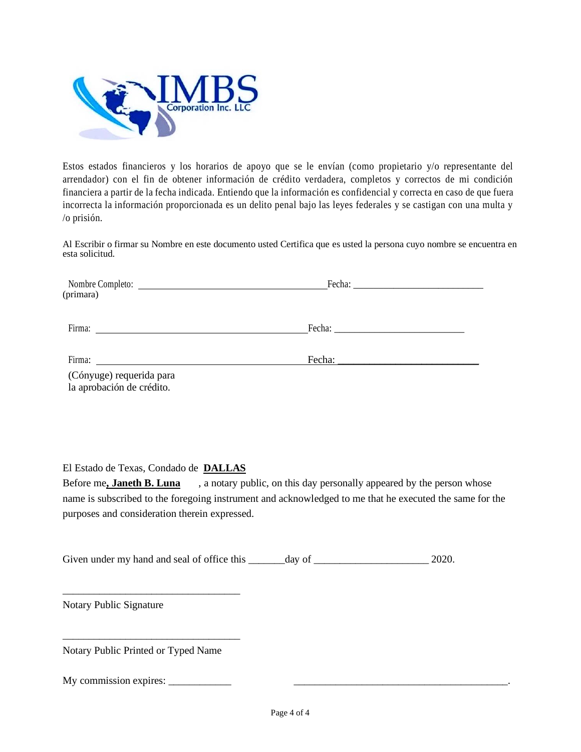Estos estados financieros y los horarios de apoyo que se le envían (como propietario y/o representante del arrendador) con el fin de obtener información de crédito verdadera, completos y correctos de mi condición financiera a partir de la fecha indicada. Entiendo que la información es confidencial y correcta en caso de que fuera incorrecta la información proporcionada es un delito penal bajo las leyes federales y se castigan con una multa y /o prisión.

Al Escribir o firmar su Nombre en este documento usted Certifica que es usted la persona cuyo nombre se encuentra en esta solicitud.

Nombre Completo: ______________________________________ Fecha: ___________________________
(primara)

Firma: ____________________________________________ Fecha: ___________________________

Firma: ____________________________________________ Fecha: ___________________________
(Cónyuge) requerida para
la aprobación de crédito.

El Estado de Texas, Condado de **DALLAS**
Before me**, Janeth B. Luna** , a notary public, on this day personally appeared by the person whose name is subscribed to the foregoing instrument and acknowledged to me that he executed the same for the purposes and consideration therein expressed.

Given under my hand and seal of office this _______day of ______________________ 2020.

___________________________________
Notary Public Signature

___________________________________
Notary Public Printed or Typed Name

My commission expires: ____________ ___________________________________________.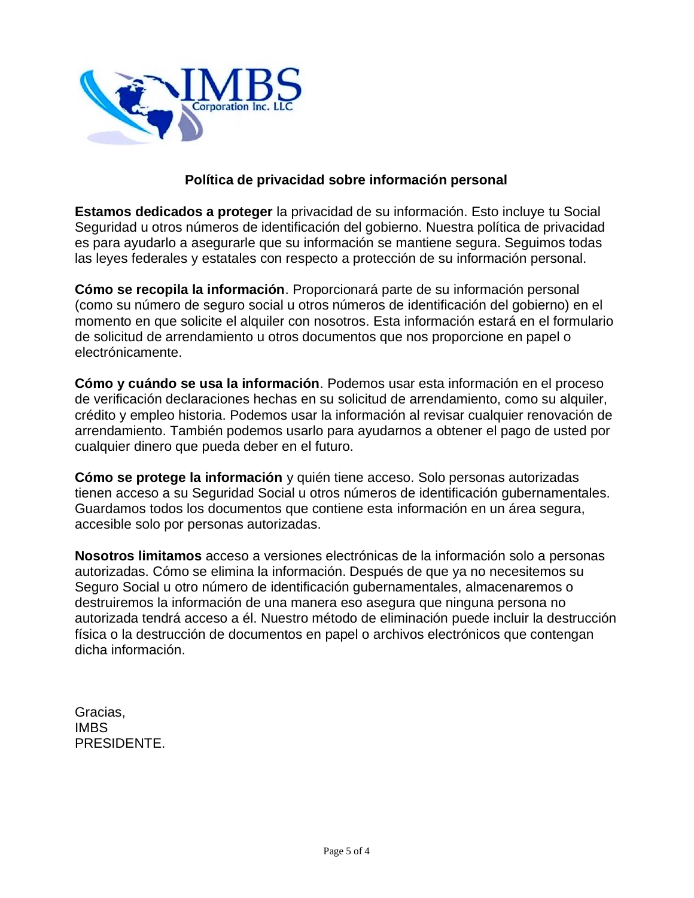IMBS Corporation Inc. LLC

## Política de privacidad sobre información personal

**Estamos dedicados a proteger** la privacidad de su información. Esto incluye tu Social Seguridad u otros números de identificación del gobierno. Nuestra política de privacidad es para ayudarlo a asegurarle que su información se mantiene segura. Seguimos todas las leyes federales y estatales con respecto a protección de su información personal.

**Cómo se recopila la información**. Proporcionará parte de su información personal (como su número de seguro social u otros números de identificación del gobierno) en el momento en que solicite el alquiler con nosotros. Esta información estará en el formulario de solicitud de arrendamiento u otros documentos que nos proporcione en papel o electrónicamente.

**Cómo y cuándo se usa la información**. Podemos usar esta información en el proceso de verificación declaraciones hechas en su solicitud de arrendamiento, como su alquiler, crédito y empleo historia. Podemos usar la información al revisar cualquier renovación de arrendamiento. También podemos usarlo para ayudarnos a obtener el pago de usted por cualquier dinero que pueda deber en el futuro.

**Cómo se protege la información** y quién tiene acceso. Solo personas autorizadas tienen acceso a su Seguridad Social u otros números de identificación gubernamentales. Guardamos todos los documentos que contiene esta información en un área segura, accesible solo por personas autorizadas.

**Nosotros limitamos** acceso a versiones electrónicas de la información solo a personas autorizadas. Cómo se elimina la información. Después de que ya no necesitemos su Seguro Social u otro número de identificación gubernamentales, almacenaremos o destruiremos la información de una manera eso asegura que ninguna persona no autorizada tendrá acceso a él. Nuestro método de eliminación puede incluir la destrucción física o la destrucción de documentos en papel o archivos electrónicos que contengan dicha información.

Gracias,
IMBS
PRESIDENTE.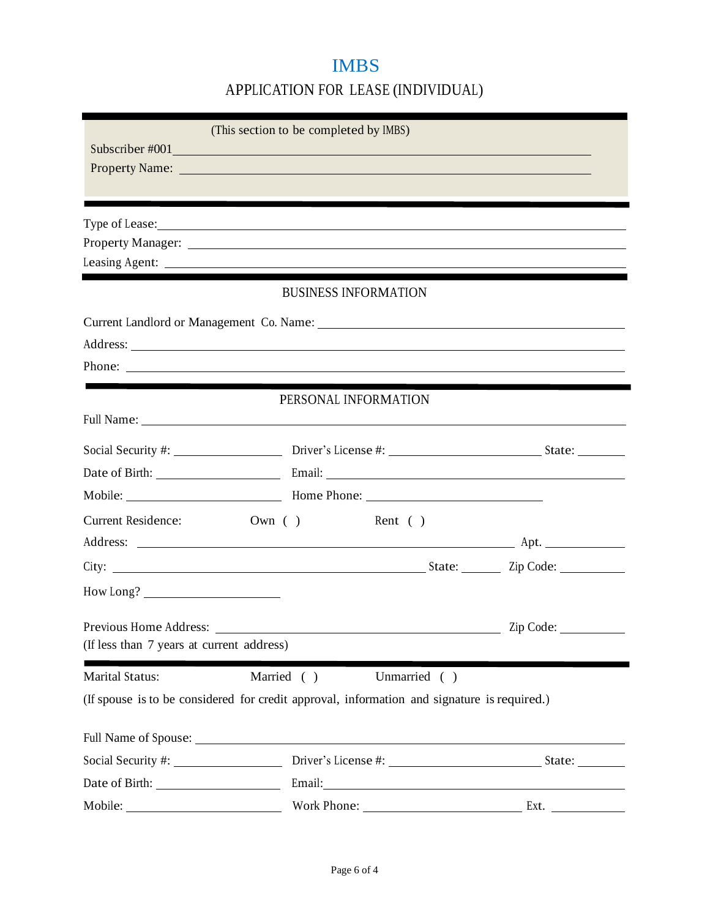# IMBS

## APPLICATION FOR LEASE (INDIVIDUAL)

(This section to be completed by IMBS)

Subscriber #001\_\_\_\_\_\_\_\_\_\_\_\_\_\_\_\_\_\_\_\_\_\_\_\_\_\_\_\_\_\_\_\_\_\_\_\_\_\_\_\_\_\_\_\_

Property Name: \_\_\_\_\_\_\_\_\_\_\_\_\_\_\_\_\_\_\_\_\_\_\_\_\_\_\_\_\_\_\_\_\_\_\_\_\_\_\_\_\_\_\_\_

---

Type of Lease: \_\_\_\_\_\_\_\_\_\_\_\_\_\_\_\_\_\_\_\_\_\_\_\_\_\_\_\_\_\_\_\_\_\_\_\_\_\_\_\_\_\_\_\_

Property Manager: \_\_\_\_\_\_\_\_\_\_\_\_\_\_\_\_\_\_\_\_\_\_\_\_\_\_\_\_\_\_\_\_\_\_\_\_\_\_\_\_\_\_\_\_

Leasing Agent: \_\_\_\_\_\_\_\_\_\_\_\_\_\_\_\_\_\_\_\_\_\_\_\_\_\_\_\_\_\_\_\_\_\_\_\_\_\_\_\_\_\_\_\_

---

### BUSINESS INFORMATION

Current Landlord or Management Co. Name: \_\_\_\_\_\_\_\_\_\_\_\_\_\_\_\_\_\_\_\_\_\_\_\_\_\_\_\_\_\_

Address: \_\_\_\_\_\_\_\_\_\_\_\_\_\_\_\_\_\_\_\_\_\_\_\_\_\_\_\_\_\_\_\_\_\_\_\_\_\_\_\_\_\_\_\_

Phone: \_\_\_\_\_\_\_\_\_\_\_\_\_\_\_\_\_\_\_\_\_\_\_\_\_\_\_\_\_\_\_\_\_\_\_\_\_\_\_\_\_\_\_\_

---

### PERSONAL INFORMATION

Full Name: \_\_\_\_\_\_\_\_\_\_\_\_\_\_\_\_\_\_\_\_\_\_\_\_\_\_\_\_\_\_\_\_\_\_\_\_\_\_\_\_\_\_\_\_

Social Security #: \_\_\_\_\_\_\_\_\_\_\_\_\_\_\_\_ Driver's License #: \_\_\_\_\_\_\_\_\_\_\_\_\_\_\_\_\_\_\_\_ State: \_\_\_\_\_\_\_

Date of Birth: \_\_\_\_\_\_\_\_\_\_\_\_\_\_\_\_ Email: \_\_\_\_\_\_\_\_\_\_\_\_\_\_\_\_\_\_\_\_\_\_\_\_\_\_\_\_\_\_\_\_

Mobile: \_\_\_\_\_\_\_\_\_\_\_\_\_\_\_\_\_\_\_\_ Home Phone: \_\_\_\_\_\_\_\_\_\_\_\_\_\_\_\_\_\_\_\_\_\_\_\_

Current Residence: Own ( ) Rent ( )

Address: \_\_\_\_\_\_\_\_\_\_\_\_\_\_\_\_\_\_\_\_\_\_\_\_\_\_\_\_\_\_\_\_\_\_\_\_\_\_\_\_\_\_\_\_ Apt. \_\_\_\_\_\_\_\_\_\_

City: \_\_\_\_\_\_\_\_\_\_\_\_\_\_\_\_\_\_\_\_\_\_\_\_\_\_\_\_\_\_\_\_\_\_\_\_\_\_\_\_ State: \_\_\_\_\_ Zip Code: \_\_\_\_\_\_\_\_\_

How Long? \_\_\_\_\_\_\_\_\_\_\_\_\_\_\_\_\_\_\_\_

Previous Home Address: \_\_\_\_\_\_\_\_\_\_\_\_\_\_\_\_\_\_\_\_\_\_\_\_\_\_\_\_\_\_\_\_\_\_\_\_\_\_ Zip Code: \_\_\_\_\_\_\_\_\_

(If less than 7 years at current address)

---

Marital Status: Married ( ) Unmarried ( )

(If spouse is to be considered for credit approval, information and signature is required.)

Full Name of Spouse: \_\_\_\_\_\_\_\_\_\_\_\_\_\_\_\_\_\_\_\_\_\_\_\_\_\_\_\_\_\_\_\_\_\_\_\_\_\_\_\_\_\_\_\_

Social Security #: \_\_\_\_\_\_\_\_\_\_\_\_\_\_\_\_ Driver's License #: \_\_\_\_\_\_\_\_\_\_\_\_\_\_\_\_\_\_\_\_ State: \_\_\_\_\_\_\_

Date of Birth: \_\_\_\_\_\_\_\_\_\_\_\_\_\_\_\_ Email: \_\_\_\_\_\_\_\_\_\_\_\_\_\_\_\_\_\_\_\_\_\_\_\_\_\_\_\_\_\_\_\_

Mobile: \_\_\_\_\_\_\_\_\_\_\_\_\_\_\_\_\_\_\_\_ Work Phone: \_\_\_\_\_\_\_\_\_\_\_\_\_\_\_\_\_\_\_\_ Ext. \_\_\_\_\_\_\_\_\_\_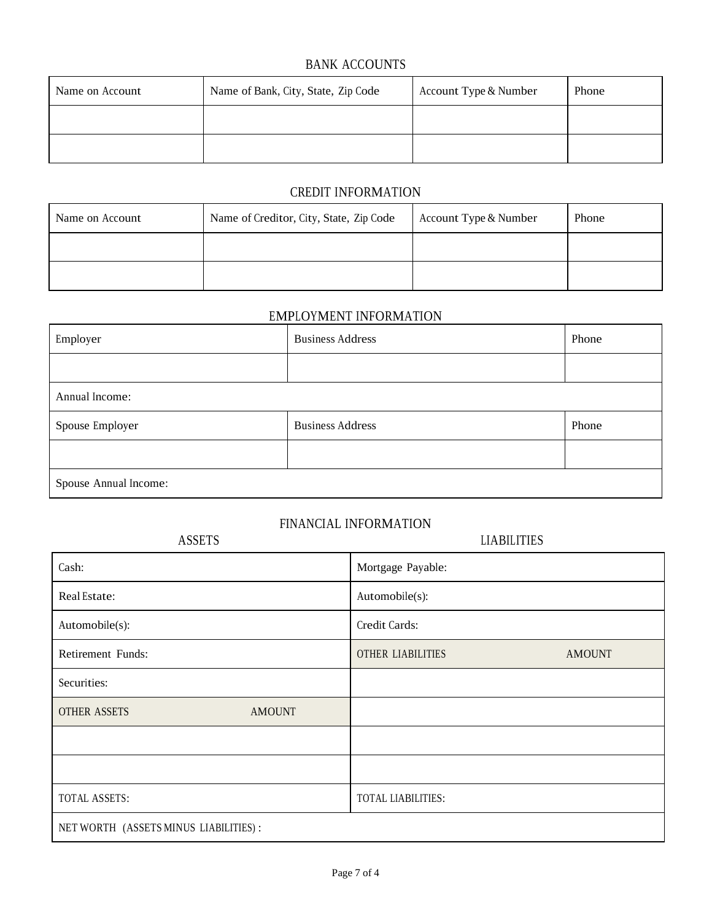## BANK ACCOUNTS

| Name on Account | Name of Bank, City, State, Zip Code | Account Type & Number | Phone |
|---|---|---|---|
| | | | |
| | | | |

## CREDIT INFORMATION

| Name on Account | Name of Creditor, City, State, Zip Code | Account Type & Number | Phone |
|---|---|---|---|
| | | | |
| | | | |

## EMPLOYMENT INFORMATION

| Employer | Business Address | Phone |
|---|---|---|
| | | |
| Annual Income: | | |
| Spouse Employer | Business Address | Phone |
| | | |
| Spouse Annual Income: | | |

## FINANCIAL INFORMATION

| ASSETS | | LIABILITIES | |
|---|---|---|---|
| Cash: | | Mortgage Payable: | |
| Real Estate: | | Automobile(s): | |
| Automobile(s): | | Credit Cards: | |
| Retirement Funds: | | OTHER LIABILITIES | AMOUNT |
| Securities: | | | |
| OTHER ASSETS | AMOUNT | | |
| | | | |
| | | | |
| TOTAL ASSETS: | | TOTAL LIABILITIES: | |
| NET WORTH (ASSETS MINUS LIABILITIES) : | | | |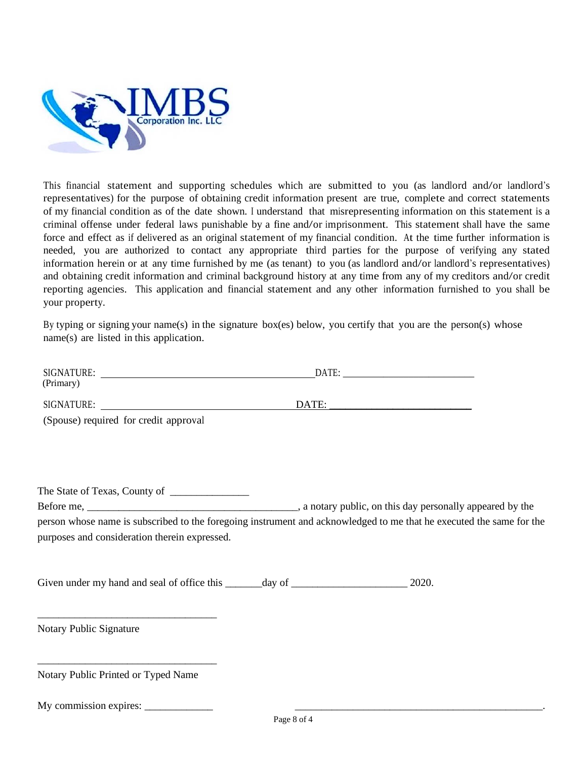IMBS Corporation Inc. LLC

This financial statement and supporting schedules which are submitted to you (as landlord and/or landlord's representatives) for the purpose of obtaining credit information present are true, complete and correct statements of my financial condition as of the date shown. I understand that misrepresenting information on this statement is a criminal offense under federal laws punishable by a fine and/or imprisonment. This statement shall have the same force and effect as if delivered as an original statement of my financial condition. At the time further information is needed, you are authorized to contact any appropriate third parties for the purpose of verifying any stated information herein or at any time furnished by me (as tenant) to you (as landlord and/or landlord's representatives) and obtaining credit information and criminal background history at any time from any of my creditors and/or credit reporting agencies. This application and financial statement and any other information furnished to you shall be your property.

By typing or signing your name(s) in the signature box(es) below, you certify that you are the person(s) whose name(s) are listed in this application.

SIGNATURE: ___________________________________________ DATE: __________________________
(Primary)

SIGNATURE: _____________________________________ DATE: __________________________
(Spouse) required for credit approval

The State of Texas, County of _______________

Before me, _________________________________________, a notary public, on this day personally appeared by the person whose name is subscribed to the foregoing instrument and acknowledged to me that he executed the same for the purposes and consideration therein expressed.

Given under my hand and seal of office this _______day of ______________________ 2020.

___________________________________
Notary Public Signature

___________________________________
Notary Public Printed or Typed Name

My commission expires: _____________ __________________________________________________.